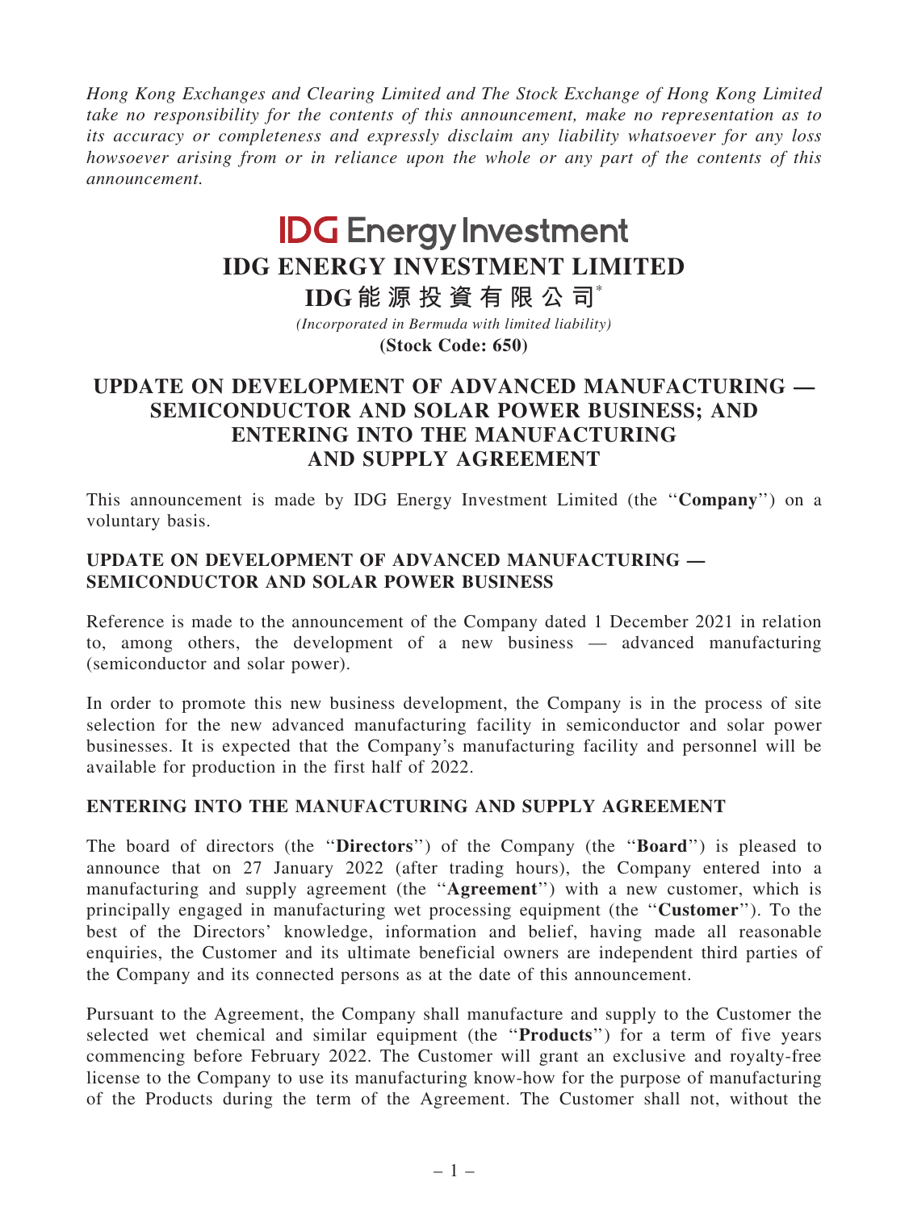*Hong Kong Exchanges and Clearing Limited and The Stock Exchange of Hong Kong Limited take no responsibility for the contents of this announcement, make no representation as to its accuracy or completeness and expressly disclaim any liability whatsoever for any loss howsoever arising from or in reliance upon the whole or any part of the contents of this announcement.*

**IDG Energy Investment**

# IDG ENERGY INVESTMENT LIMITED

# IDG能源投資有限公司*

*(Incorporated in Bermuda with limited liability)*

**(Stock Code: 650)**

# UPDATE ON DEVELOPMENT OF ADVANCED MANUFACTURING — SEMICONDUCTOR AND SOLAR POWER BUSINESS; AND ENTERING INTO THE MANUFACTURING AND SUPPLY AGREEMENT

This announcement is made by IDG Energy Investment Limited (the "**Company**") on a voluntary basis.

## UPDATE ON DEVELOPMENT OF ADVANCED MANUFACTURING — SEMICONDUCTOR AND SOLAR POWER BUSINESS

Reference is made to the announcement of the Company dated 1 December 2021 in relation to, among others, the development of a new business — advanced manufacturing (semiconductor and solar power).

In order to promote this new business development, the Company is in the process of site selection for the new advanced manufacturing facility in semiconductor and solar power businesses. It is expected that the Company's manufacturing facility and personnel will be available for production in the first half of 2022.

## ENTERING INTO THE MANUFACTURING AND SUPPLY AGREEMENT

The board of directors (the "**Directors**") of the Company (the "**Board**") is pleased to announce that on 27 January 2022 (after trading hours), the Company entered into a manufacturing and supply agreement (the "**Agreement**") with a new customer, which is principally engaged in manufacturing wet processing equipment (the "**Customer**"). To the best of the Directors' knowledge, information and belief, having made all reasonable enquiries, the Customer and its ultimate beneficial owners are independent third parties of the Company and its connected persons as at the date of this announcement.

Pursuant to the Agreement, the Company shall manufacture and supply to the Customer the selected wet chemical and similar equipment (the "**Products**") for a term of five years commencing before February 2022. The Customer will grant an exclusive and royalty-free license to the Company to use its manufacturing know-how for the purpose of manufacturing of the Products during the term of the Agreement. The Customer shall not, without the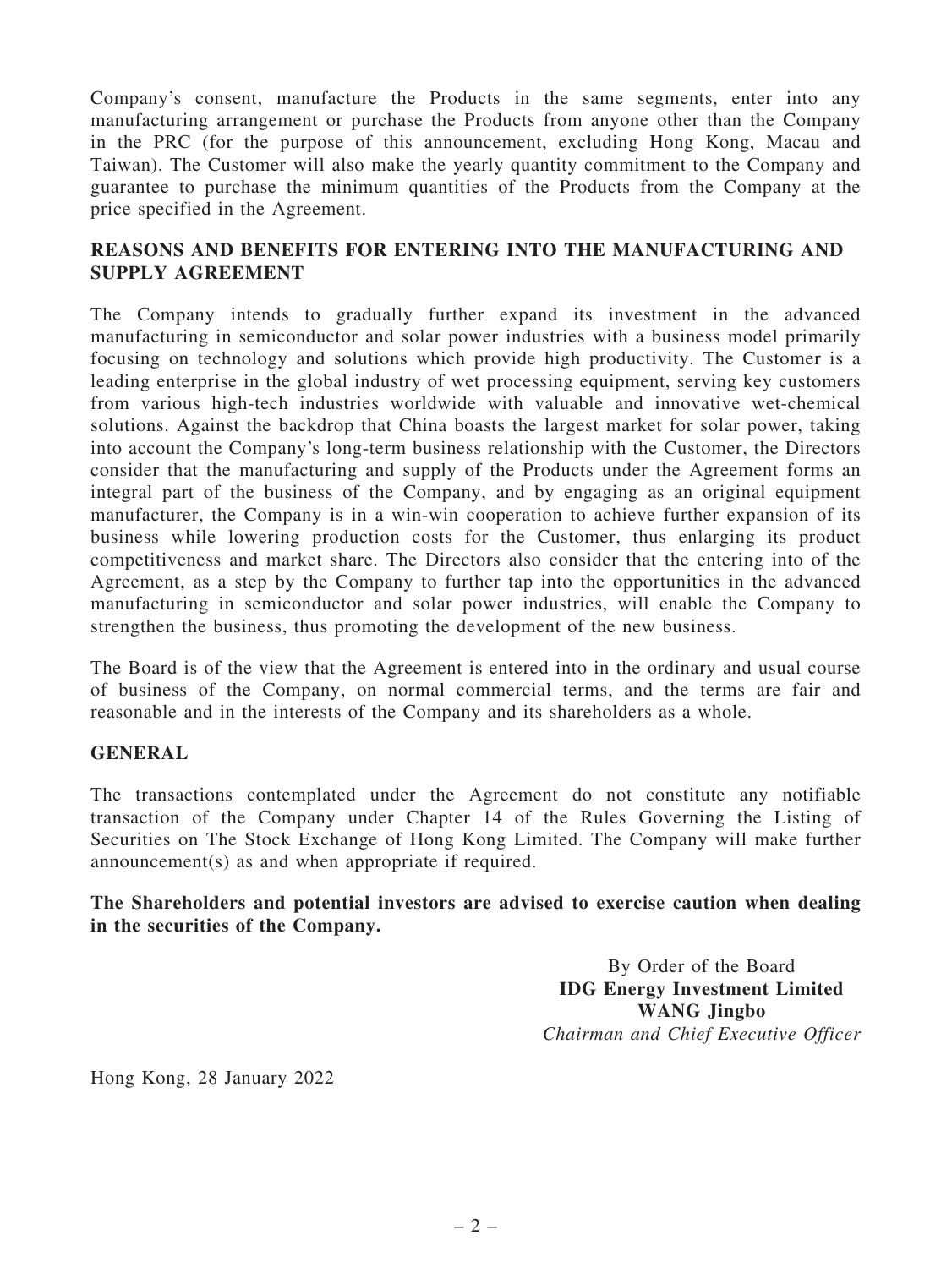Company's consent, manufacture the Products in the same segments, enter into any manufacturing arrangement or purchase the Products from anyone other than the Company in the PRC (for the purpose of this announcement, excluding Hong Kong, Macau and Taiwan). The Customer will also make the yearly quantity commitment to the Company and guarantee to purchase the minimum quantities of the Products from the Company at the price specified in the Agreement.

## REASONS AND BENEFITS FOR ENTERING INTO THE MANUFACTURING AND SUPPLY AGREEMENT

The Company intends to gradually further expand its investment in the advanced manufacturing in semiconductor and solar power industries with a business model primarily focusing on technology and solutions which provide high productivity. The Customer is a leading enterprise in the global industry of wet processing equipment, serving key customers from various high-tech industries worldwide with valuable and innovative wet-chemical solutions. Against the backdrop that China boasts the largest market for solar power, taking into account the Company's long-term business relationship with the Customer, the Directors consider that the manufacturing and supply of the Products under the Agreement forms an integral part of the business of the Company, and by engaging as an original equipment manufacturer, the Company is in a win-win cooperation to achieve further expansion of its business while lowering production costs for the Customer, thus enlarging its product competitiveness and market share. The Directors also consider that the entering into of the Agreement, as a step by the Company to further tap into the opportunities in the advanced manufacturing in semiconductor and solar power industries, will enable the Company to strengthen the business, thus promoting the development of the new business.

The Board is of the view that the Agreement is entered into in the ordinary and usual course of business of the Company, on normal commercial terms, and the terms are fair and reasonable and in the interests of the Company and its shareholders as a whole.

## GENERAL

The transactions contemplated under the Agreement do not constitute any notifiable transaction of the Company under Chapter 14 of the Rules Governing the Listing of Securities on The Stock Exchange of Hong Kong Limited. The Company will make further announcement(s) as and when appropriate if required.

**The Shareholders and potential investors are advised to exercise caution when dealing in the securities of the Company.**

By Order of the Board
**IDG Energy Investment Limited**
**WANG Jingbo**
*Chairman and Chief Executive Officer*

Hong Kong, 28 January 2022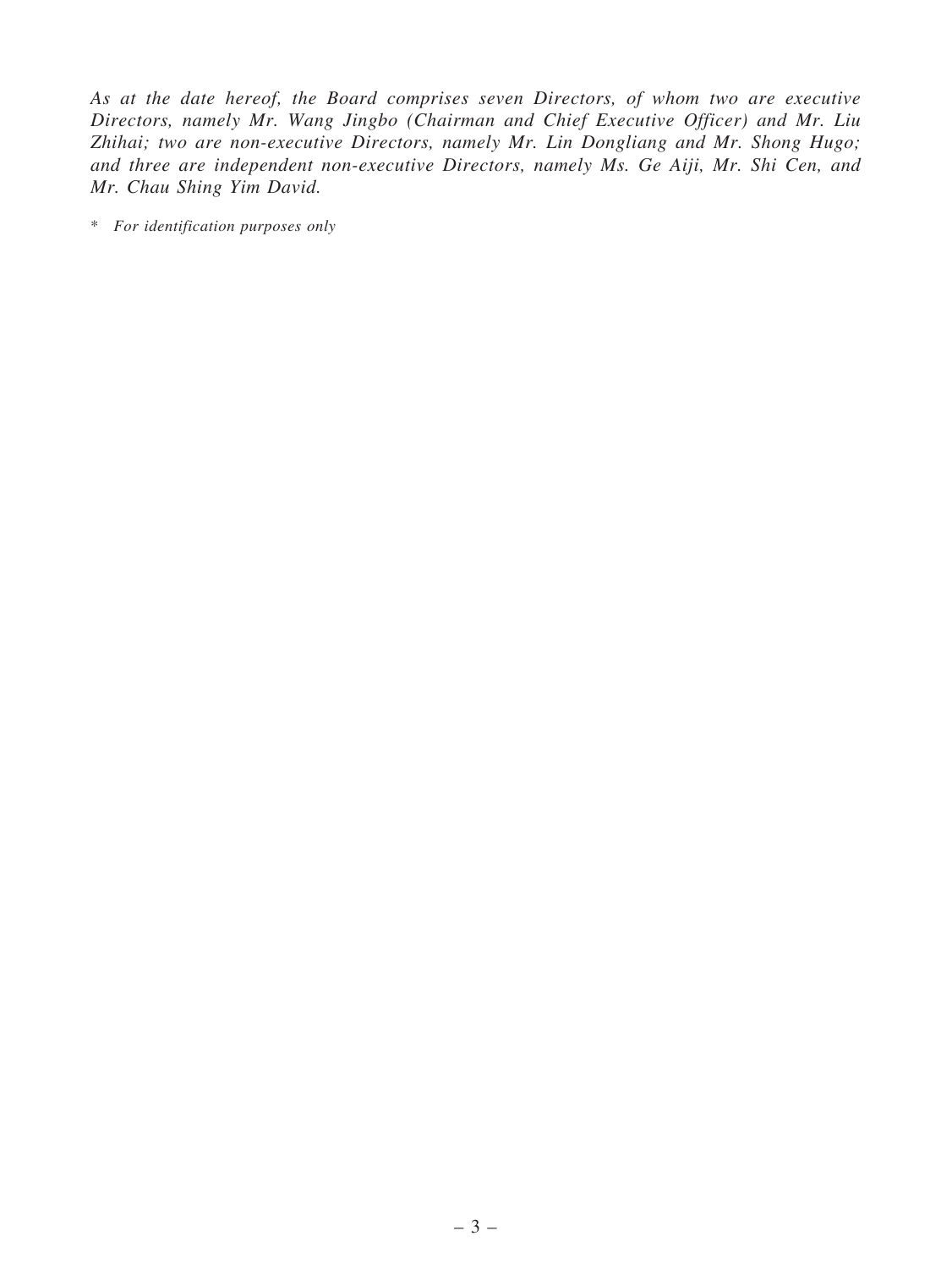*As at the date hereof, the Board comprises seven Directors, of whom two are executive Directors, namely Mr. Wang Jingbo (Chairman and Chief Executive Officer) and Mr. Liu Zhihai; two are non-executive Directors, namely Mr. Lin Dongliang and Mr. Shong Hugo; and three are independent non-executive Directors, namely Ms. Ge Aiji, Mr. Shi Cen, and Mr. Chau Shing Yim David.*

\* *For identification purposes only*